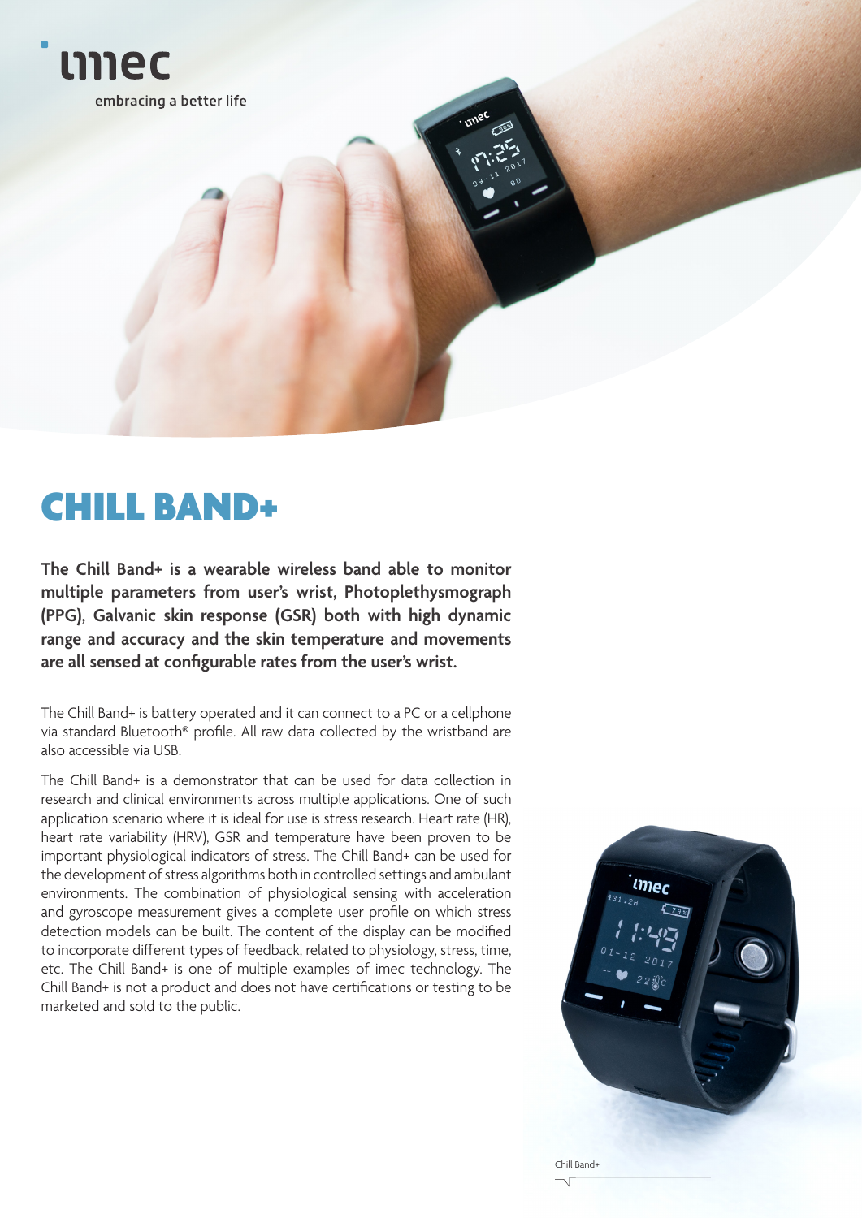imec

embracing a better life

# CHILL BAND+

**The Chill Band+ is a wearable wireless band able to monitor multiple parameters from user's wrist, Photoplethysmograph (PPG), Galvanic skin response (GSR) both with high dynamic range and accuracy and the skin temperature and movements are all sensed at configurable rates from the user's wrist.**

The Chill Band+ is battery operated and it can connect to a PC or a cellphone via standard Bluetooth® profile. All raw data collected by the wristband are also accessible via USB.

The Chill Band+ is a demonstrator that can be used for data collection in research and clinical environments across multiple applications. One of such application scenario where it is ideal for use is stress research. Heart rate (HR), heart rate variability (HRV), GSR and temperature have been proven to be important physiological indicators of stress. The Chill Band+ can be used for the development of stress algorithms both in controlled settings and ambulant environments. The combination of physiological sensing with acceleration and gyroscope measurement gives a complete user profile on which stress detection models can be built. The content of the display can be modified to incorporate different types of feedback, related to physiology, stress, time, etc. The Chill Band+ is one of multiple examples of imec technology. The Chill Band+ is not a product and does not have certifications or testing to be marketed and sold to the public.

Chill Band+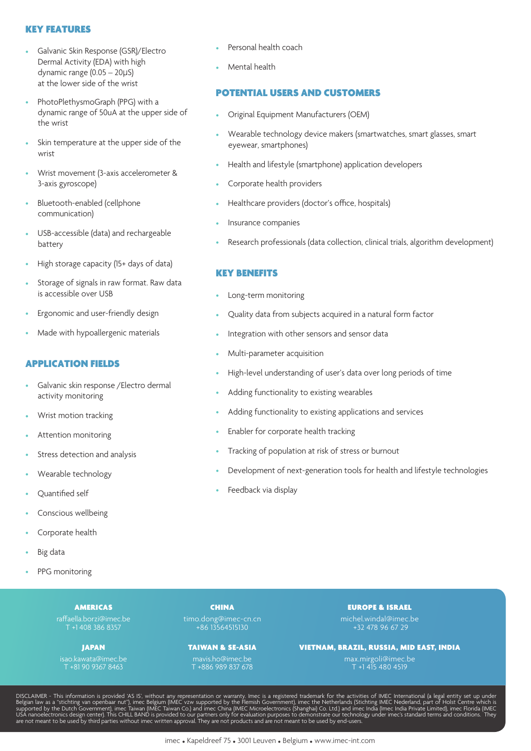## KEY FEATURES

- Galvanic Skin Response (GSR)/Electro Dermal Activity (EDA) with high dynamic range (0.05 – 20μS) at the lower side of the wrist
- PhotoPlethysmoGraph (PPG) with a dynamic range of 50uA at the upper side of the wrist
- Skin temperature at the upper side of the wrist
- Wrist movement (3-axis accelerometer & 3-axis gyroscope)
- Bluetooth-enabled (cellphone communication)
- USB-accessible (data) and rechargeable battery
- High storage capacity (15+ days of data)
- Storage of signals in raw format. Raw data is accessible over USB
- Ergonomic and user-friendly design
- Made with hypoallergenic materials

## APPLICATION FIELDS

- Galvanic skin response /Electro dermal activity monitoring
- Wrist motion tracking
- Attention monitoring
- Stress detection and analysis
- Wearable technology
- Quantified self
- Conscious wellbeing
- Corporate health
- Big data
- PPG monitoring
- Personal health coach
- Mental health

## POTENTIAL USERS AND CUSTOMERS

- Original Equipment Manufacturers (OEM)
- Wearable technology device makers (smartwatches, smart glasses, smart eyewear, smartphones)
- Health and lifestyle (smartphone) application developers
- Corporate health providers
- Healthcare providers (doctor's office, hospitals)
- Insurance companies
- Research professionals (data collection, clinical trials, algorithm development)

## KEY BENEFITS

- Long-term monitoring
- Quality data from subjects acquired in a natural form factor
- Integration with other sensors and sensor data
- Multi-parameter acquisition
- High-level understanding of user's data over long periods of time
- Adding functionality to existing wearables
- Adding functionality to existing applications and services
- Enabler for corporate health tracking
- Tracking of population at risk of stress or burnout
- Development of next-generation tools for health and lifestyle technologies
- Feedback via display

**AMERICAS**
raffaella.borzi@imec.be
T +1 408 386 8357

**CHINA**
timo.dong@imec-cn.cn
+86 13564515130

**EUROPE & ISRAEL**
michel.windal@imec.be
+32 478 96 67 29

**JAPAN**
isao.kawata@imec.be
T +81 90 9367 8463

**TAIWAN & SE-ASIA**
mavis.ho@imec.be
T +886 989 837 678

**VIETNAM, BRAZIL, RUSSIA, MID EAST, INDIA**
max.mirgoli@imec.be
T +1 415 480 4519

DISCLAIMER - This information is provided 'AS IS', without any representation or warranty. Imec is a registered trademark for the activities of IMEC International (a legal entity set up under Belgian law as a "stichting van openbaar nut"), imec Belgium (IMEC vzw supported by the Flemish Government), imec the Netherlands (Stichting IMEC Nederland, part of Holst Centre which is supported by the Dutch Government), imec Taiwan (IMEC Taiwan Co.) and imec China (IMEC Microelectronics (Shanghai) Co. Ltd.) and imec India (Imec India Private Limited), imec Florida (IMEC USA nanoelectronics design center). This CHILL BAND is provided to our partners only for evaluation purposes to demonstrate our technology under imec's standard terms and conditions. They are not meant to be used by third parties without imec written approval. They are not products and are not meant to be used by end-users.

imec • Kapeldreef 75 • 3001 Leuven • Belgium • www.imec-int.com